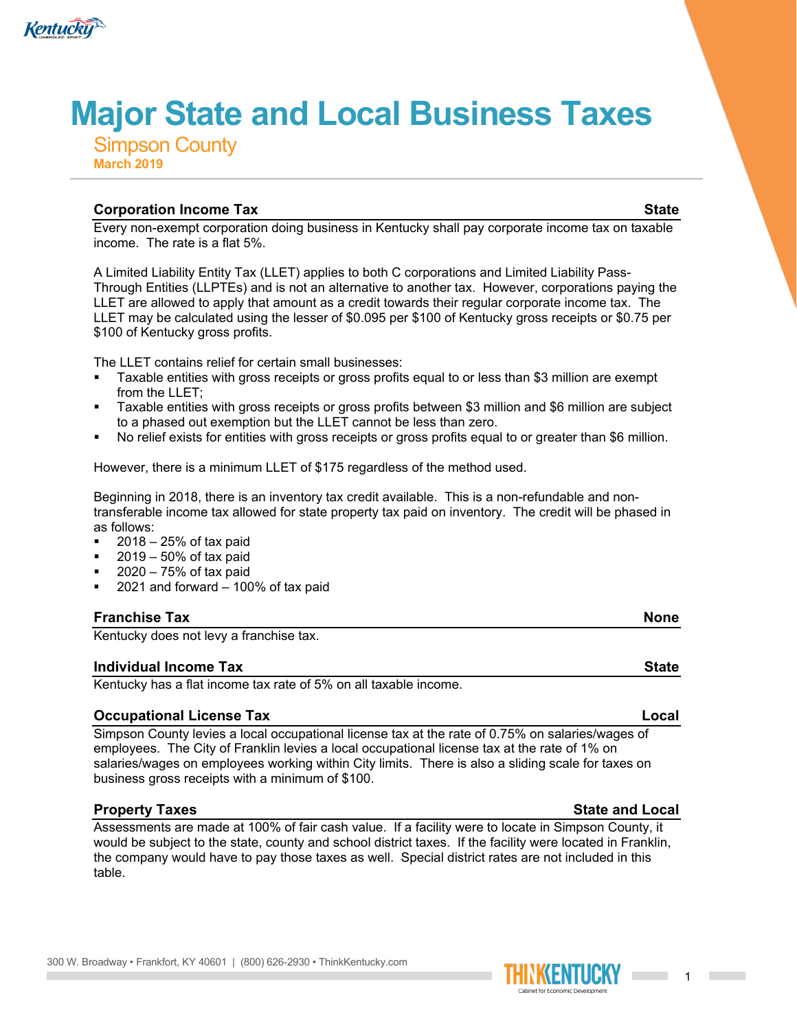# Major State and Local Business Taxes

## Simpson County

**March 2019**

### Corporation Income Tax — State

Every non-exempt corporation doing business in Kentucky shall pay corporate income tax on taxable income. The rate is a flat 5%.

A Limited Liability Entity Tax (LLET) applies to both C corporations and Limited Liability Pass-Through Entities (LLPTEs) and is not an alternative to another tax. However, corporations paying the LLET are allowed to apply that amount as a credit towards their regular corporate income tax. The LLET may be calculated using the lesser of $0.095 per $100 of Kentucky gross receipts or $0.75 per $100 of Kentucky gross profits.

The LLET contains relief for certain small businesses:

- Taxable entities with gross receipts or gross profits equal to or less than $3 million are exempt from the LLET;
- Taxable entities with gross receipts or gross profits between $3 million and $6 million are subject to a phased out exemption but the LLET cannot be less than zero.
- No relief exists for entities with gross receipts or gross profits equal to or greater than $6 million.

However, there is a minimum LLET of $175 regardless of the method used.

Beginning in 2018, there is an inventory tax credit available. This is a non-refundable and non-transferable income tax allowed for state property tax paid on inventory. The credit will be phased in as follows:

- 2018 – 25% of tax paid
- 2019 – 50% of tax paid
- 2020 – 75% of tax paid
- 2021 and forward – 100% of tax paid

### Franchise Tax — None

Kentucky does not levy a franchise tax.

### Individual Income Tax — State

Kentucky has a flat income tax rate of 5% on all taxable income.

### Occupational License Tax — Local

Simpson County levies a local occupational license tax at the rate of 0.75% on salaries/wages of employees. The City of Franklin levies a local occupational license tax at the rate of 1% on salaries/wages on employees working within City limits. There is also a sliding scale for taxes on business gross receipts with a minimum of $100.

### Property Taxes — State and Local

Assessments are made at 100% of fair cash value. If a facility were to locate in Simpson County, it would be subject to the state, county and school district taxes. If the facility were located in Franklin, the company would have to pay those taxes as well. Special district rates are not included in this table.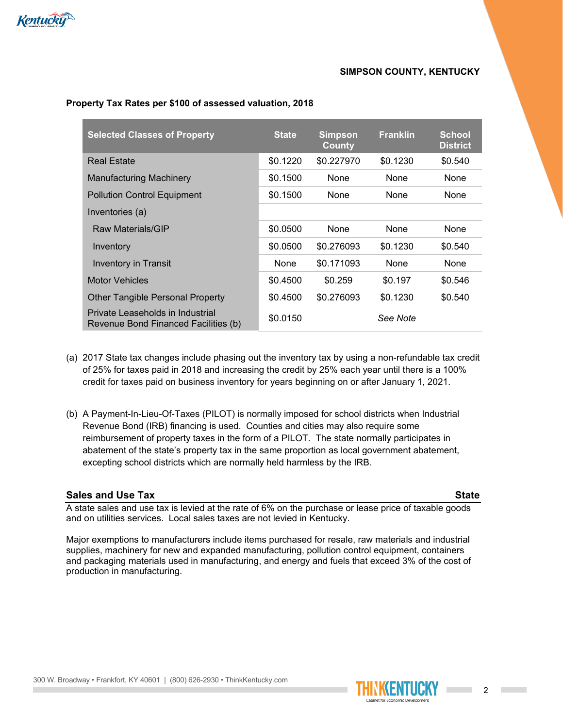**SIMPSON COUNTY, KENTUCKY**

**Property Tax Rates per $100 of assessed valuation, 2018**

| Selected Classes of Property | State | Simpson County | Franklin | School District |
|---|---|---|---|---|
| Real Estate | $0.1220 | $0.227970 | $0.1230 | $0.540 |
| Manufacturing Machinery | $0.1500 | None | None | None |
| Pollution Control Equipment | $0.1500 | None | None | None |
| Inventories (a) | | | | |
| Raw Materials/GIP | $0.0500 | None | None | None |
| Inventory | $0.0500 | $0.276093 | $0.1230 | $0.540 |
| Inventory in Transit | None | $0.171093 | None | None |
| Motor Vehicles | $0.4500 | $0.259 | $0.197 | $0.546 |
| Other Tangible Personal Property | $0.4500 | $0.276093 | $0.1230 | $0.540 |
| Private Leaseholds in Industrial Revenue Bond Financed Facilities (b) | $0.0150 | | *See Note* | |

(a) 2017 State tax changes include phasing out the inventory tax by using a non-refundable tax credit of 25% for taxes paid in 2018 and increasing the credit by 25% each year until there is a 100% credit for taxes paid on business inventory for years beginning on or after January 1, 2021.

(b) A Payment-In-Lieu-Of-Taxes (PILOT) is normally imposed for school districts when Industrial Revenue Bond (IRB) financing is used. Counties and cities may also require some reimbursement of property taxes in the form of a PILOT. The state normally participates in abatement of the state's property tax in the same proportion as local government abatement, excepting school districts which are normally held harmless by the IRB.

## Sales and Use Tax — State

A state sales and use tax is levied at the rate of 6% on the purchase or lease price of taxable goods and on utilities services. Local sales taxes are not levied in Kentucky.

Major exemptions to manufacturers include items purchased for resale, raw materials and industrial supplies, machinery for new and expanded manufacturing, pollution control equipment, containers and packaging materials used in manufacturing, and energy and fuels that exceed 3% of the cost of production in manufacturing.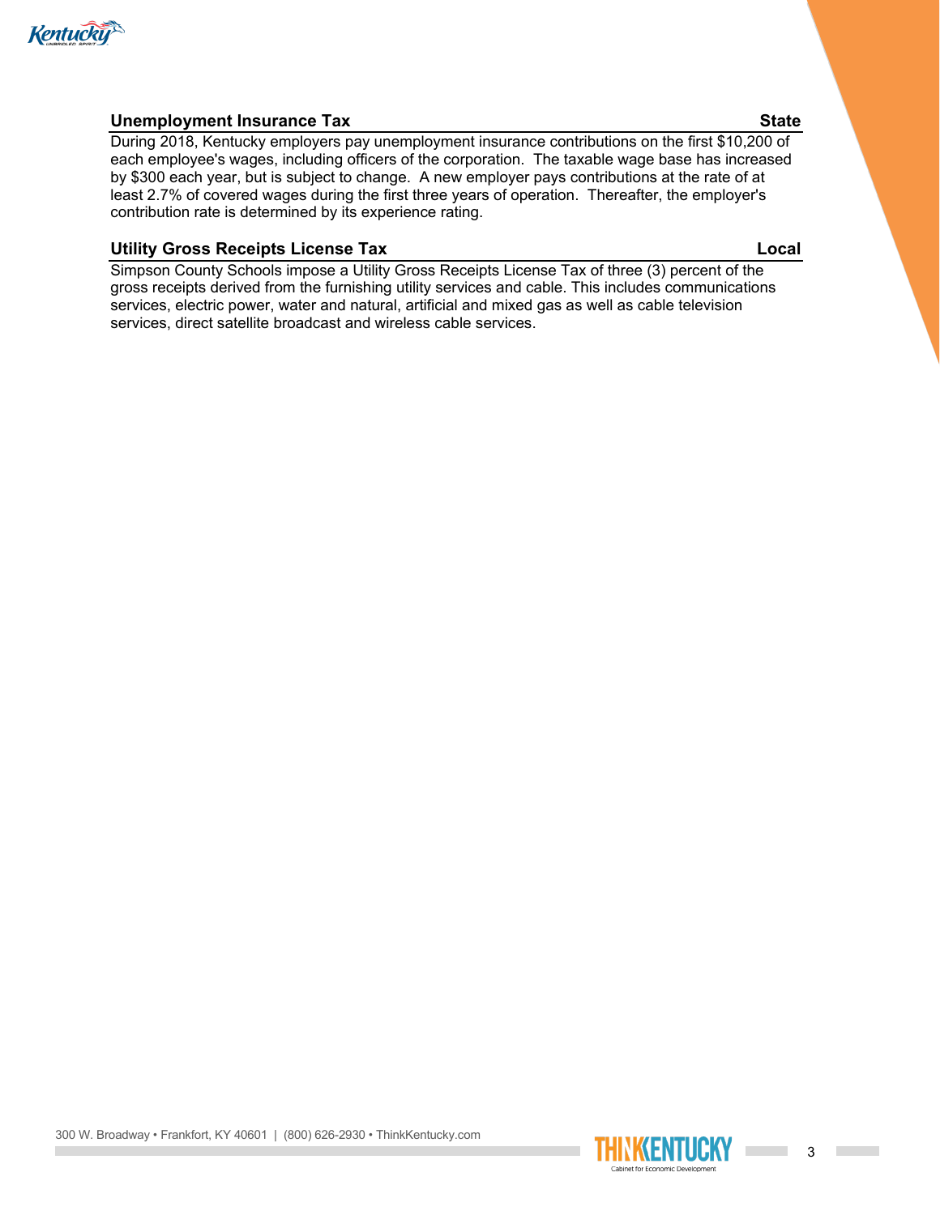### Unemployment Insurance Tax — State

During 2018, Kentucky employers pay unemployment insurance contributions on the first $10,200 of each employee's wages, including officers of the corporation. The taxable wage base has increased by $300 each year, but is subject to change. A new employer pays contributions at the rate of at least 2.7% of covered wages during the first three years of operation. Thereafter, the employer's contribution rate is determined by its experience rating.

### Utility Gross Receipts License Tax — Local

Simpson County Schools impose a Utility Gross Receipts License Tax of three (3) percent of the gross receipts derived from the furnishing utility services and cable. This includes communications services, electric power, water and natural, artificial and mixed gas as well as cable television services, direct satellite broadcast and wireless cable services.